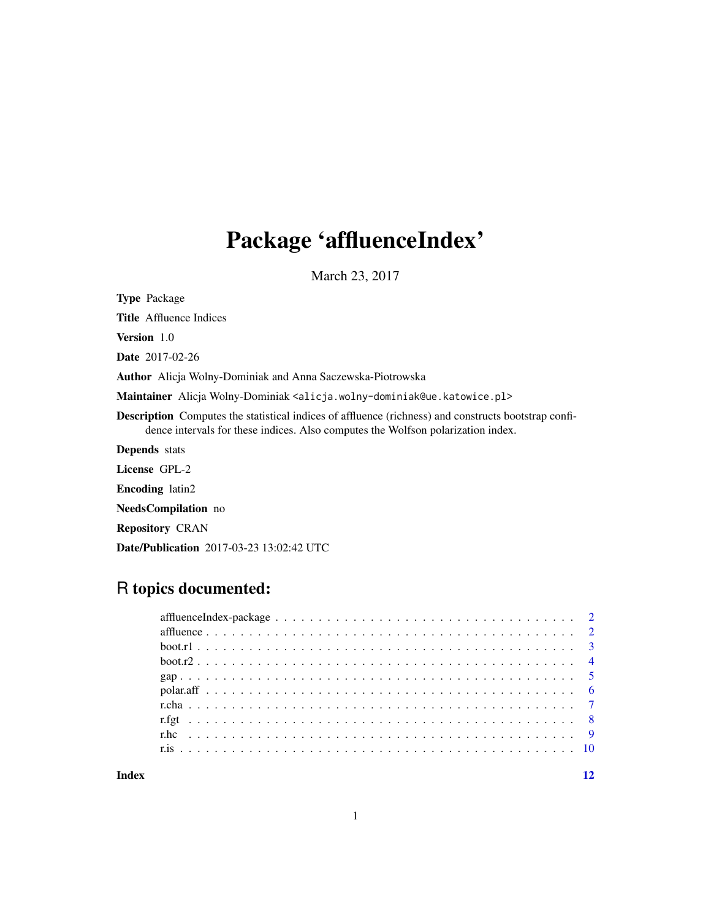# Package 'affluenceIndex'

March 23, 2017

**Type** Package

**Title** Affluence Indices

**Version** 1.0

**Date** 2017-02-26

**Author** Alicja Wolny-Dominiak and Anna Saczewska-Piotrowska

**Maintainer** Alicja Wolny-Dominiak <alicja.wolny-dominiak@ue.katowice.pl>

**Description** Computes the statistical indices of affluence (richness) and constructs bootstrap confidence intervals for these indices. Also computes the Wolfson polarization index.

**Depends** stats

**License** GPL-2

**Encoding** latin2

**NeedsCompilation** no

**Repository** CRAN

**Date/Publication** 2017-03-23 13:02:42 UTC

## R topics documented:

- affluenceIndex-package . . . . . . . . . . 2
- affluence . . . . . . . . . . 2
- boot.r1 . . . . . . . . . . 3
- boot.r2 . . . . . . . . . . 4
- gap . . . . . . . . . . 5
- polar.aff . . . . . . . . . . 6
- r.cha . . . . . . . . . . 7
- r.fgt . . . . . . . . . . 8
- r.hc . . . . . . . . . . 9
- r.is . . . . . . . . . . 10

**Index** 12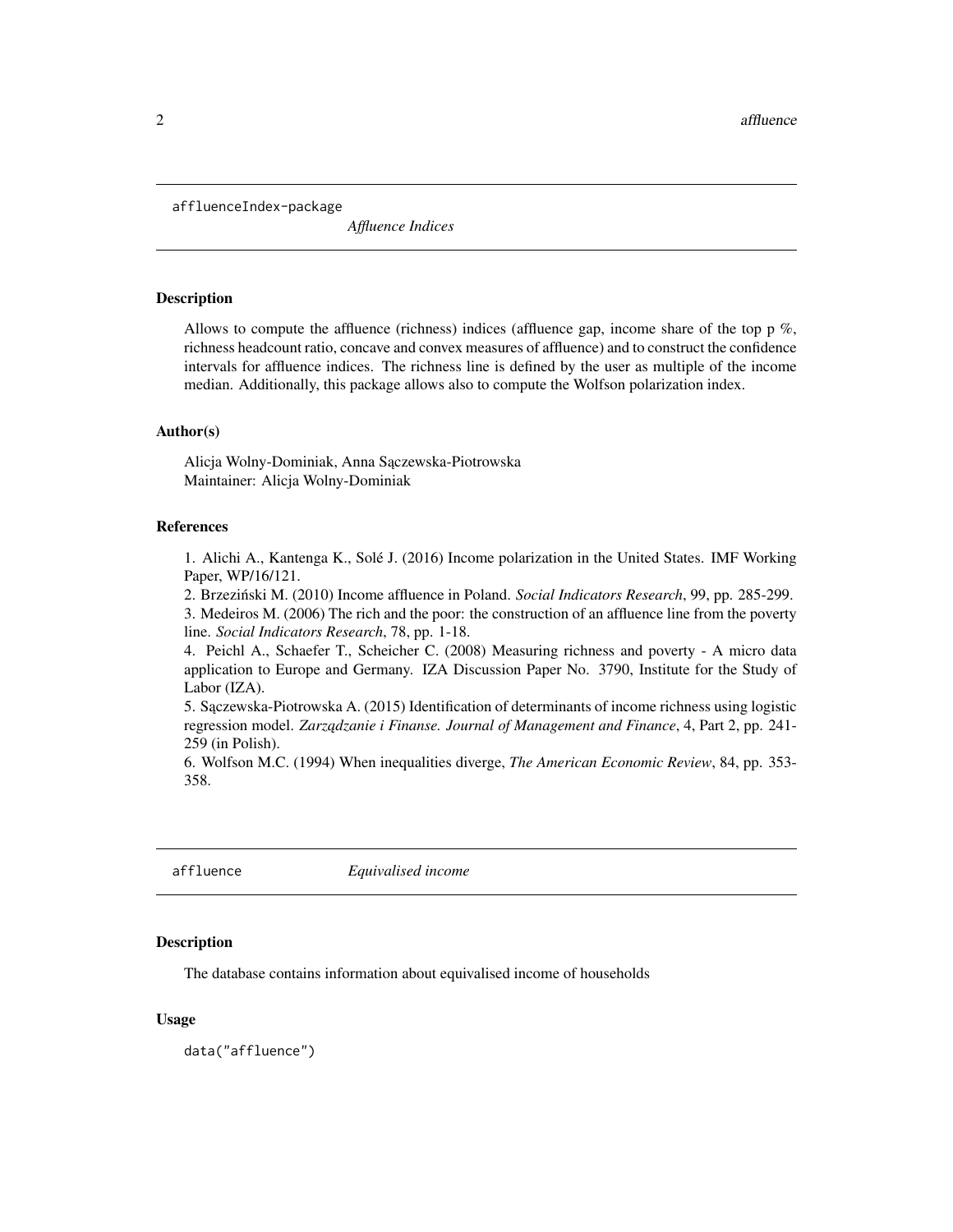## affluenceIndex-package *Affluence Indices*

### Description

Allows to compute the affluence (richness) indices (affluence gap, income share of the top p %, richness headcount ratio, concave and convex measures of affluence) and to construct the confidence intervals for affluence indices. The richness line is defined by the user as multiple of the income median. Additionally, this package allows also to compute the Wolfson polarization index.

### Author(s)

Alicja Wolny-Dominiak, Anna Sączewska-Piotrowska
Maintainer: Alicja Wolny-Dominiak

### References

1. Alichi A., Kantenga K., Solé J. (2016) Income polarization in the United States. IMF Working Paper, WP/16/121.
2. Brzeziński M. (2010) Income affluence in Poland. *Social Indicators Research*, 99, pp. 285-299.
3. Medeiros M. (2006) The rich and the poor: the construction of an affluence line from the poverty line. *Social Indicators Research*, 78, pp. 1-18.
4. Peichl A., Schaefer T., Scheicher C. (2008) Measuring richness and poverty - A micro data application to Europe and Germany. IZA Discussion Paper No. 3790, Institute for the Study of Labor (IZA).
5. Sączewska-Piotrowska A. (2015) Identification of determinants of income richness using logistic regression model. *Zarządzanie i Finanse. Journal of Management and Finance*, 4, Part 2, pp. 241-259 (in Polish).
6. Wolfson M.C. (1994) When inequalities diverge, *The American Economic Review*, 84, pp. 353-358.

## affluence *Equivalised income*

### Description

The database contains information about equivalised income of households

### Usage

```
data("affluence")
```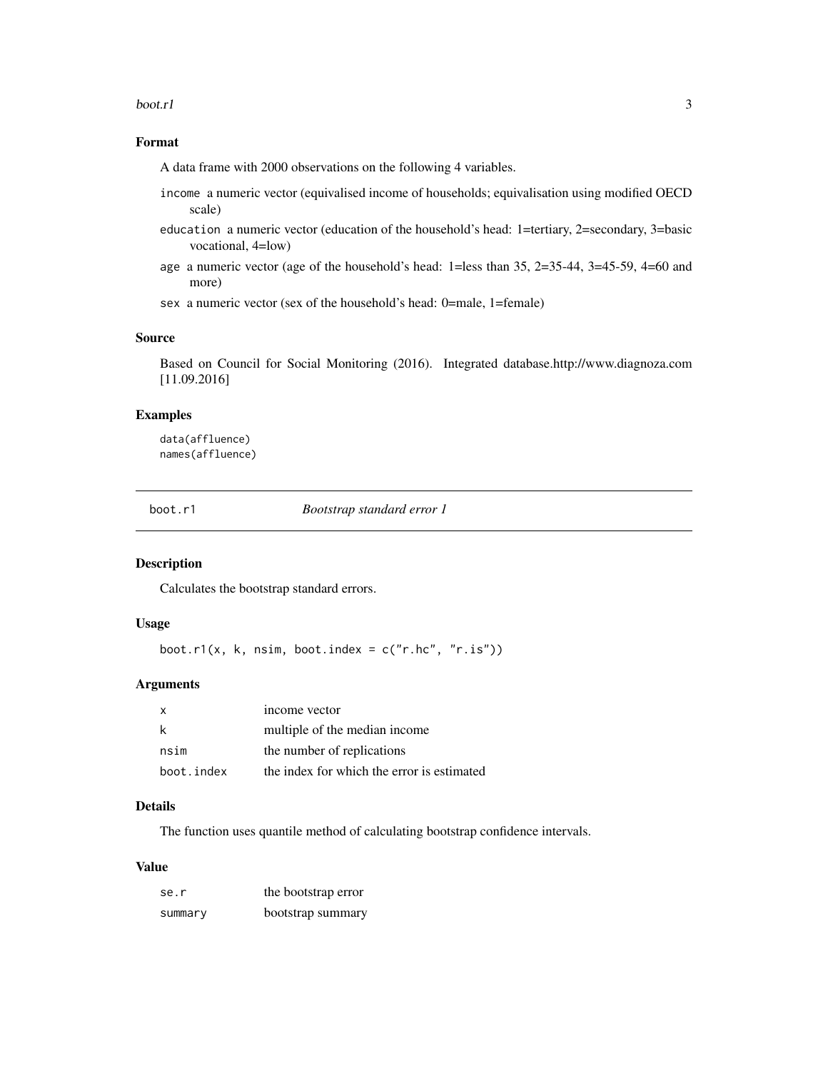### Format

A data frame with 2000 observations on the following 4 variables.

- `income` a numeric vector (equivalised income of households; equivalisation using modified OECD scale)
- `education` a numeric vector (education of the household's head: 1=tertiary, 2=secondary, 3=basic vocational, 4=low)
- `age` a numeric vector (age of the household's head: 1=less than 35, 2=35-44, 3=45-59, 4=60 and more)
- `sex` a numeric vector (sex of the household's head: 0=male, 1=female)

### Source

Based on Council for Social Monitoring (2016). Integrated database.http://www.diagnoza.com [11.09.2016]

### Examples

```
data(affluence)
names(affluence)
```

---

## boot.r1 *Bootstrap standard error 1*

---

### Description

Calculates the bootstrap standard errors.

### Usage

```
boot.r1(x, k, nsim, boot.index = c("r.hc", "r.is"))
```

### Arguments

| | |
|---|---|
| x | income vector |
| k | multiple of the median income |
| nsim | the number of replications |
| boot.index | the index for which the error is estimated |

### Details

The function uses quantile method of calculating bootstrap confidence intervals.

### Value

| | |
|---|---|
| se.r | the bootstrap error |
| summary | bootstrap summary |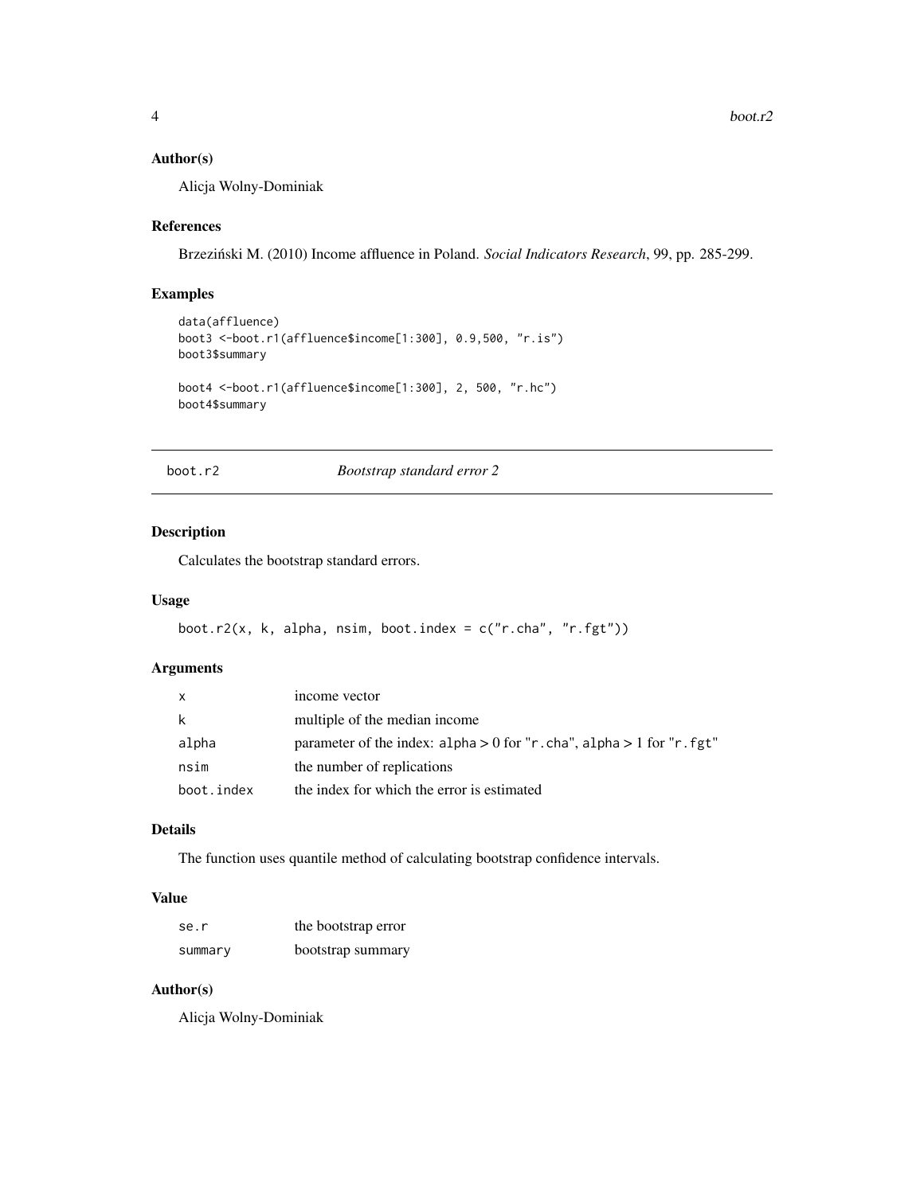### Author(s)

Alicja Wolny-Dominiak

### References

Brzeziński M. (2010) Income affluence in Poland. *Social Indicators Research*, 99, pp. 285-299.

### Examples

```
data(affluence)
boot3 <-boot.r1(affluence$income[1:300], 0.9,500, "r.is")
boot3$summary

boot4 <-boot.r1(affluence$income[1:300], 2, 500, "r.hc")
boot4$summary
```

---

## boot.r2 *Bootstrap standard error 2*

---

### Description

Calculates the bootstrap standard errors.

### Usage

```
boot.r2(x, k, alpha, nsim, boot.index = c("r.cha", "r.fgt"))
```

### Arguments

| | |
|---|---|
| x | income vector |
| k | multiple of the median income |
| alpha | parameter of the index: alpha > 0 for "r.cha", alpha > 1 for "r.fgt" |
| nsim | the number of replications |
| boot.index | the index for which the error is estimated |

### Details

The function uses quantile method of calculating bootstrap confidence intervals.

### Value

| | |
|---|---|
| se.r | the bootstrap error |
| summary | bootstrap summary |

### Author(s)

Alicja Wolny-Dominiak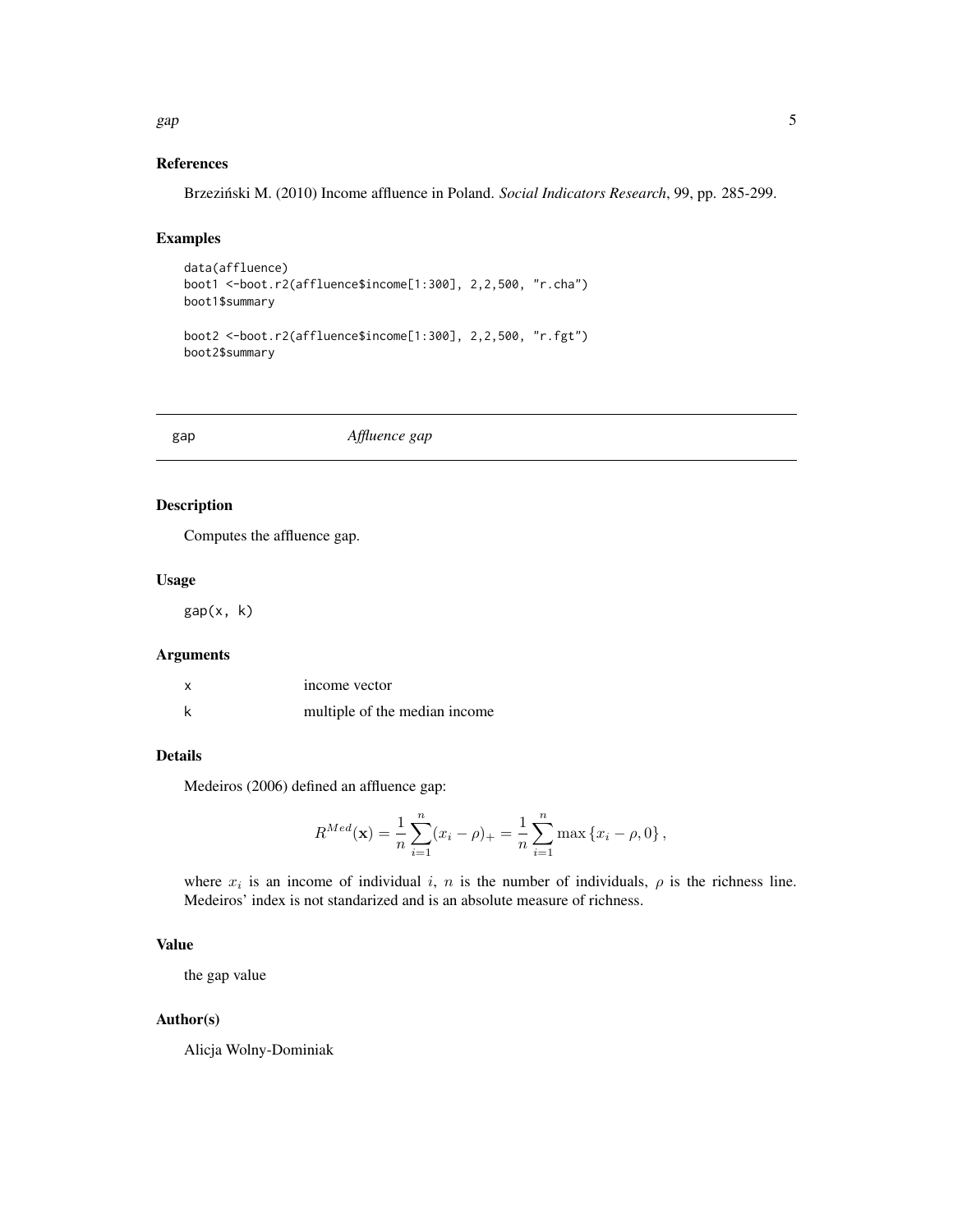### References

Brzeziński M. (2010) Income affluence in Poland. *Social Indicators Research*, 99, pp. 285-299.

### Examples

```
data(affluence)
boot1 <-boot.r2(affluence$income[1:300], 2,2,500, "r.cha")
boot1$summary

boot2 <-boot.r2(affluence$income[1:300], 2,2,500, "r.fgt")
boot2$summary
```

---

## gap — *Affluence gap*

---

### Description

Computes the affluence gap.

### Usage

```
gap(x, k)
```

### Arguments

| | |
|---|---|
| x | income vector |
| k | multiple of the median income |

### Details

Medeiros (2006) defined an affluence gap:

$$R^{Med}(\mathbf{x}) = \frac{1}{n}\sum_{i=1}^{n}(x_i - \rho)_+ = \frac{1}{n}\sum_{i=1}^{n}\max\{x_i - \rho, 0\},$$

where $x_i$ is an income of individual $i$, $n$ is the number of individuals, $\rho$ is the richness line. Medeiros' index is not standarized and is an absolute measure of richness.

### Value

the gap value

### Author(s)

Alicja Wolny-Dominiak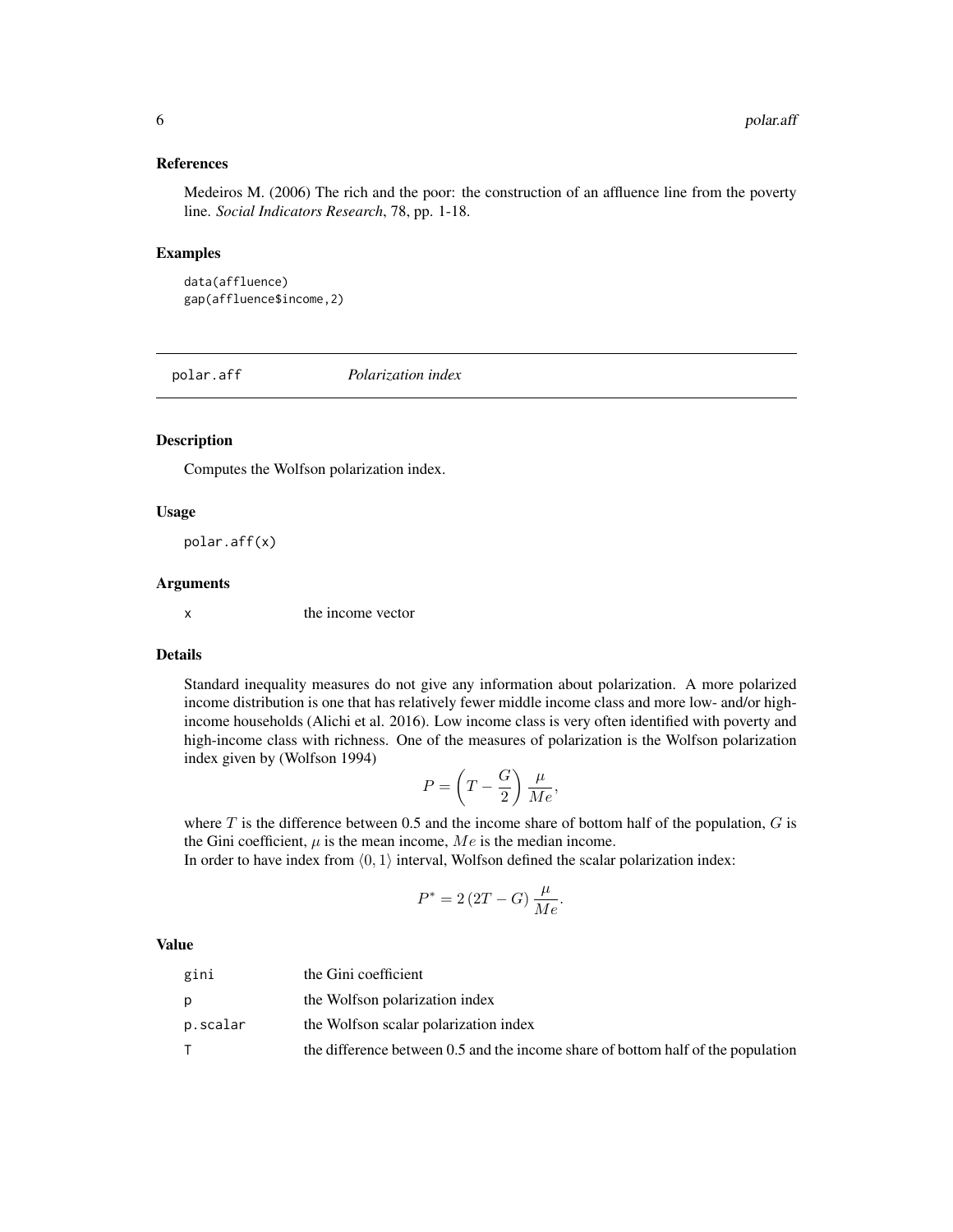### References

Medeiros M. (2006) The rich and the poor: the construction of an affluence line from the poverty line. *Social Indicators Research*, 78, pp. 1-18.

### Examples

```
data(affluence)
gap(affluence$income,2)
```

---

## polar.aff — *Polarization index*

---

### Description

Computes the Wolfson polarization index.

### Usage

```
polar.aff(x)
```

### Arguments

| | |
|---|---|
| x | the income vector |

### Details

Standard inequality measures do not give any information about polarization. A more polarized income distribution is one that has relatively fewer middle income class and more low- and/or high-income households (Alichi et al. 2016). Low income class is very often identified with poverty and high-income class with richness. One of the measures of polarization is the Wolfson polarization index given by (Wolfson 1994)

$$P = \left(T - \frac{G}{2}\right)\frac{\mu}{Me},$$

where $T$ is the difference between 0.5 and the income share of bottom half of the population, $G$ is the Gini coefficient, $\mu$ is the mean income, $Me$ is the median income.
In order to have index from $\langle 0, 1 \rangle$ interval, Wolfson defined the scalar polarization index:

$$P^* = 2\left(2T - G\right)\frac{\mu}{Me}.$$

### Value

| | |
|---|---|
| gini | the Gini coefficient |
| p | the Wolfson polarization index |
| p.scalar | the Wolfson scalar polarization index |
| T | the difference between 0.5 and the income share of bottom half of the population |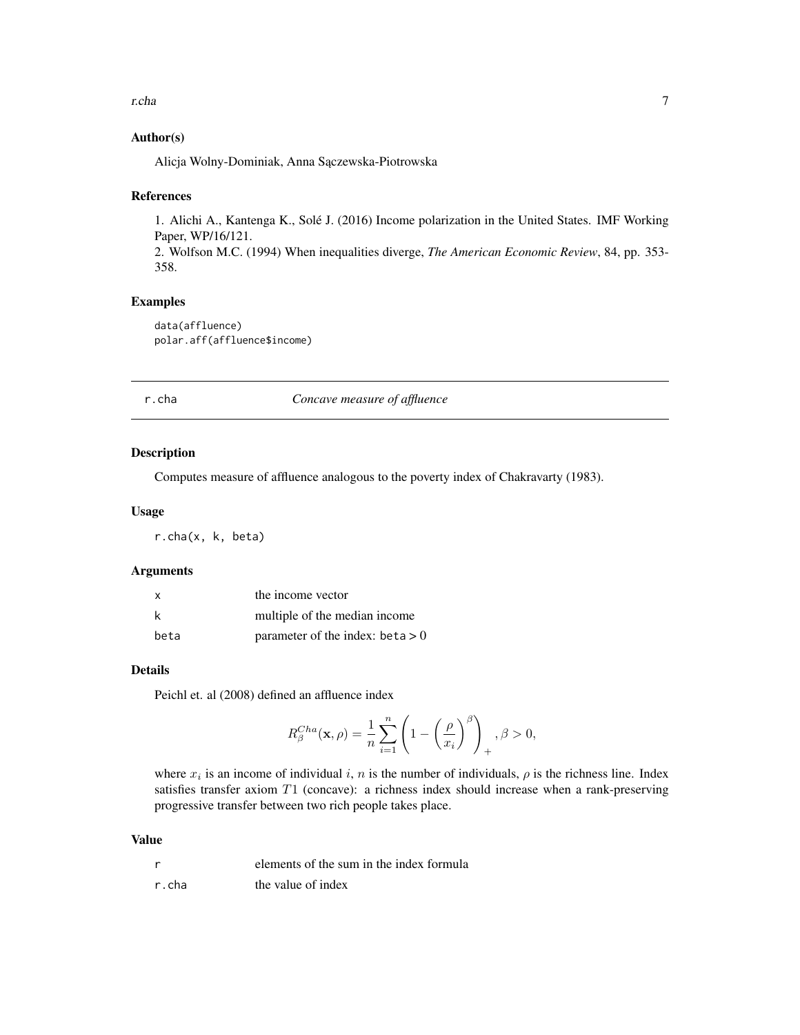### Author(s)

Alicja Wolny-Dominiak, Anna Sączewska-Piotrowska

### References

1. Alichi A., Kantenga K., Solé J. (2016) Income polarization in the United States. IMF Working Paper, WP/16/121.
2. Wolfson M.C. (1994) When inequalities diverge, *The American Economic Review*, 84, pp. 353-358.

### Examples

```
data(affluence)
polar.aff(affluence$income)
```

## r.cha — *Concave measure of affluence*

### Description

Computes measure of affluence analogous to the poverty index of Chakravarty (1983).

### Usage

```
r.cha(x, k, beta)
```

### Arguments

| | |
|---|---|
| x | the income vector |
| k | multiple of the median income |
| beta | parameter of the index: beta $> 0$ |

### Details

Peichl et. al (2008) defined an affluence index

$$R_{\beta}^{Cha}(\mathbf{x}, \rho) = \frac{1}{n} \sum_{i=1}^{n} \left( 1 - \left( \frac{\rho}{x_i} \right)^{\beta} \right)_{+}, \beta > 0,$$

where $x_i$ is an income of individual $i$, $n$ is the number of individuals, $\rho$ is the richness line. Index satisfies transfer axiom $T1$ (concave): a richness index should increase when a rank-preserving progressive transfer between two rich people takes place.

### Value

| | |
|---|---|
| r | elements of the sum in the index formula |
| r.cha | the value of index |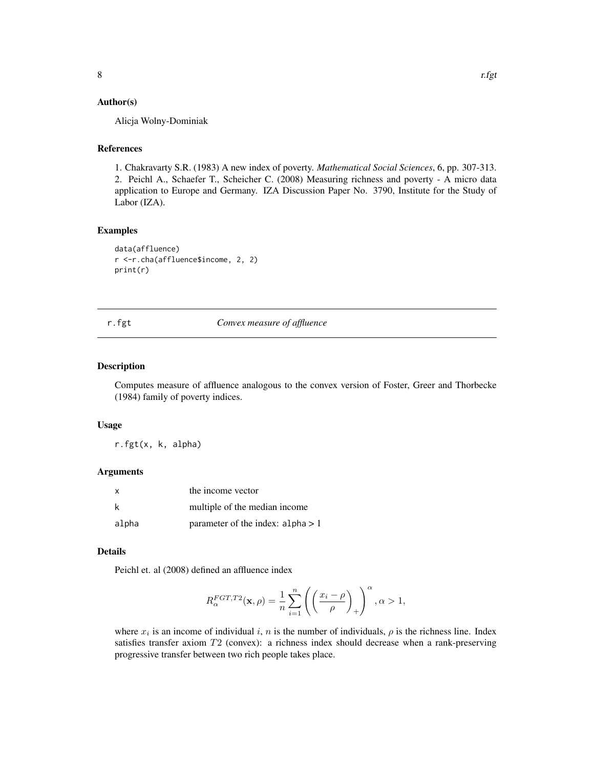### Author(s)

Alicja Wolny-Dominiak

### References

1. Chakravarty S.R. (1983) A new index of poverty. *Mathematical Social Sciences*, 6, pp. 307-313.
2. Peichl A., Schaefer T., Scheicher C. (2008) Measuring richness and poverty - A micro data application to Europe and Germany. IZA Discussion Paper No. 3790, Institute for the Study of Labor (IZA).

### Examples

```
data(affluence)
r <-r.cha(affluence$income, 2, 2)
print(r)
```

---

## r.fgt *Convex measure of affluence*

### Description

Computes measure of affluence analogous to the convex version of Foster, Greer and Thorbecke (1984) family of poverty indices.

### Usage

```
r.fgt(x, k, alpha)
```

### Arguments

| | |
|---|---|
| x | the income vector |
| k | multiple of the median income |
| alpha | parameter of the index: alpha > 1 |

### Details

Peichl et. al (2008) defined an affluence index

$$R_{\alpha}^{FGT,T2}(\mathbf{x}, \rho) = \frac{1}{n}\sum_{i=1}^{n}\left(\left(\frac{x_i - \rho}{\rho}\right)_{+}\right)^{\alpha}, \alpha > 1,$$

where $x_i$ is an income of individual $i$, $n$ is the number of individuals, $\rho$ is the richness line. Index satisfies transfer axiom $T2$ (convex): a richness index should decrease when a rank-preserving progressive transfer between two rich people takes place.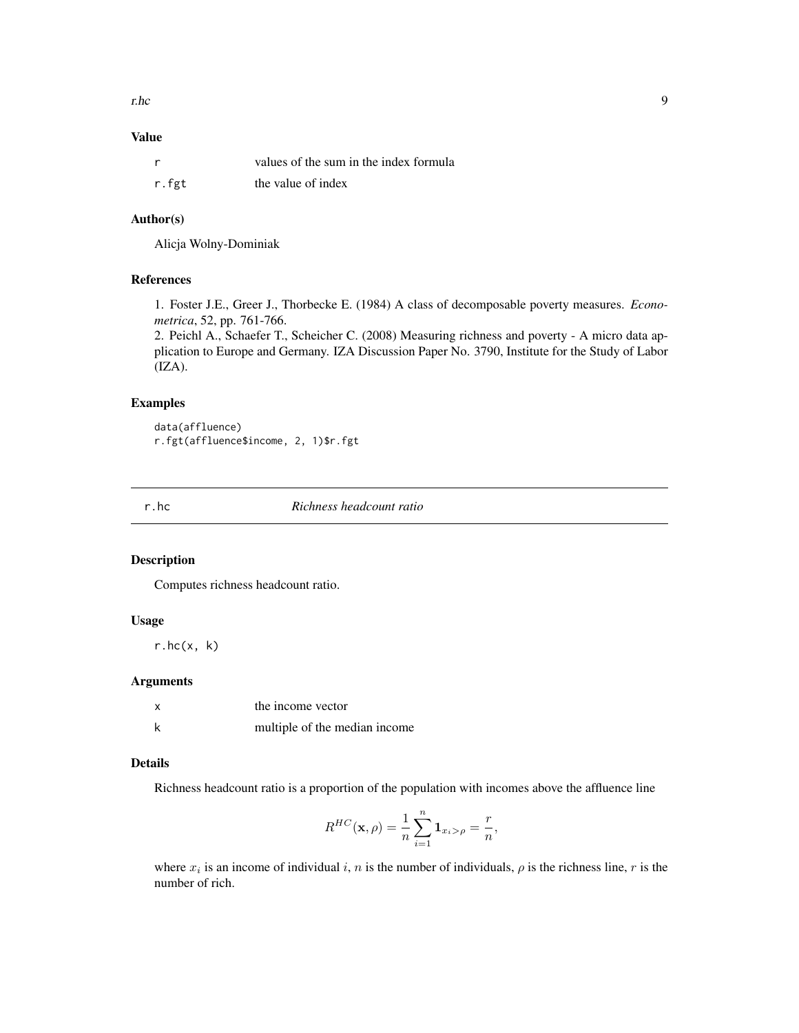### Value

| | |
|---|---|
| r | values of the sum in the index formula |
| r.fgt | the value of index |

### Author(s)

Alicja Wolny-Dominiak

### References

1. Foster J.E., Greer J., Thorbecke E. (1984) A class of decomposable poverty measures. *Econometrica*, 52, pp. 761-766.
2. Peichl A., Schaefer T., Scheicher C. (2008) Measuring richness and poverty - A micro data application to Europe and Germany. IZA Discussion Paper No. 3790, Institute for the Study of Labor (IZA).

### Examples

```
data(affluence)
r.fgt(affluence$income, 2, 1)$r.fgt
```

---

## r.hc — *Richness headcount ratio*

### Description

Computes richness headcount ratio.

### Usage

```
r.hc(x, k)
```

### Arguments

| | |
|---|---|
| x | the income vector |
| k | multiple of the median income |

### Details

Richness headcount ratio is a proportion of the population with incomes above the affluence line

$$R^{HC}(\mathbf{x}, \rho) = \frac{1}{n} \sum_{i=1}^{n} \mathbf{1}_{x_i > \rho} = \frac{r}{n},$$

where $x_i$ is an income of individual $i$, $n$ is the number of individuals, $\rho$ is the richness line, $r$ is the number of rich.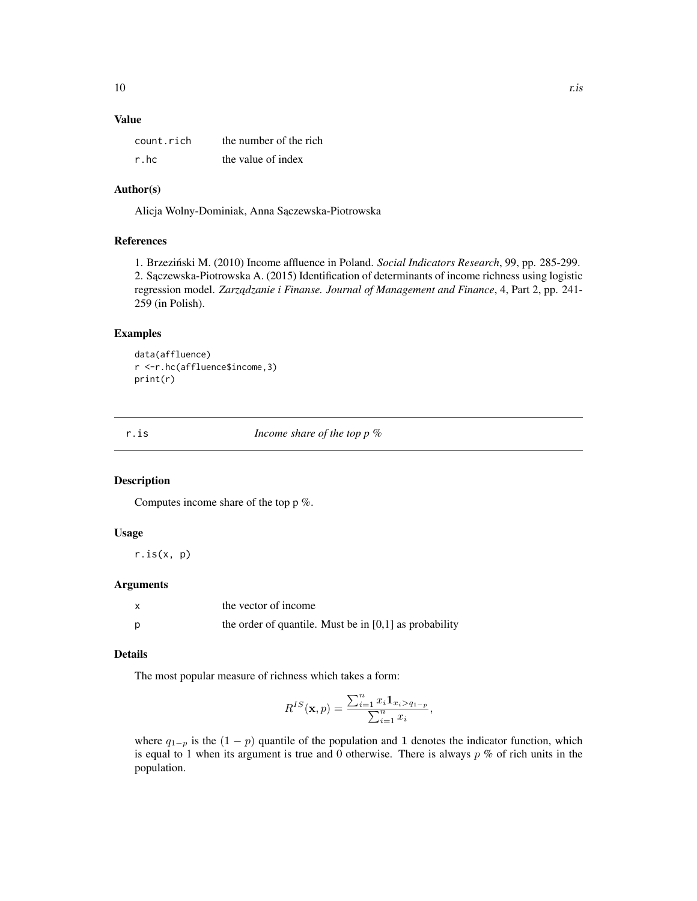### Value

| | |
|---|---|
| count.rich | the number of the rich |
| r.hc | the value of index |

### Author(s)

Alicja Wolny-Dominiak, Anna Sączewska-Piotrowska

### References

1. Brzeziński M. (2010) Income affluence in Poland. *Social Indicators Research*, 99, pp. 285-299.
2. Sączewska-Piotrowska A. (2015) Identification of determinants of income richness using logistic regression model. *Zarządzanie i Finanse. Journal of Management and Finance*, 4, Part 2, pp. 241-259 (in Polish).

### Examples

```
data(affluence)
r <-r.hc(affluence$income,3)
print(r)
```

---

## r.is — *Income share of the top p %*

### Description

Computes income share of the top p %.

### Usage

```
r.is(x, p)
```

### Arguments

| | |
|---|---|
| x | the vector of income |
| p | the order of quantile. Must be in [0,1] as probability |

### Details

The most popular measure of richness which takes a form:

$$R^{IS}(\mathbf{x}, p) = \frac{\sum_{i=1}^{n} x_i \mathbf{1}_{x_i > q_{1-p}}}{\sum_{i=1}^{n} x_i},$$

where $q_{1-p}$ is the $(1-p)$ quantile of the population and $\mathbf{1}$ denotes the indicator function, which is equal to 1 when its argument is true and 0 otherwise. There is always $p$ % of rich units in the population.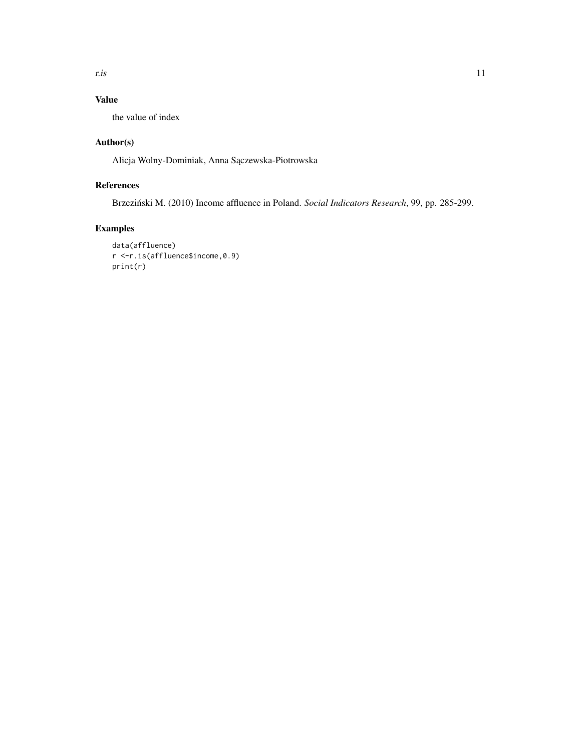## Value

the value of index

## Author(s)

Alicja Wolny-Dominiak, Anna Sączewska-Piotrowska

## References

Brzeziński M. (2010) Income affluence in Poland. *Social Indicators Research*, 99, pp. 285-299.

## Examples

```
data(affluence)
r <-r.is(affluence$income,0.9)
print(r)
```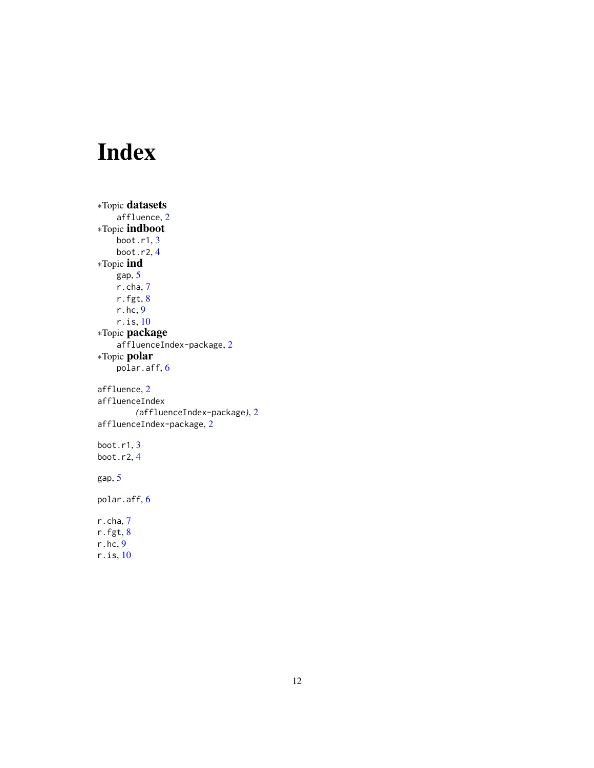# Index

*Topic **datasets**
affluence, 2
*Topic **indboot**
boot.r1, 3
boot.r2, 4
*Topic **ind**
gap, 5
r.cha, 7
r.fgt, 8
r.hc, 9
r.is, 10
*Topic **package**
affluenceIndex-package, 2
*Topic **polar**
polar.aff, 6

affluence, 2
affluenceIndex
(affluenceIndex-package), 2
affluenceIndex-package, 2

boot.r1, 3
boot.r2, 4

gap, 5

polar.aff, 6

r.cha, 7
r.fgt, 8
r.hc, 9
r.is, 10